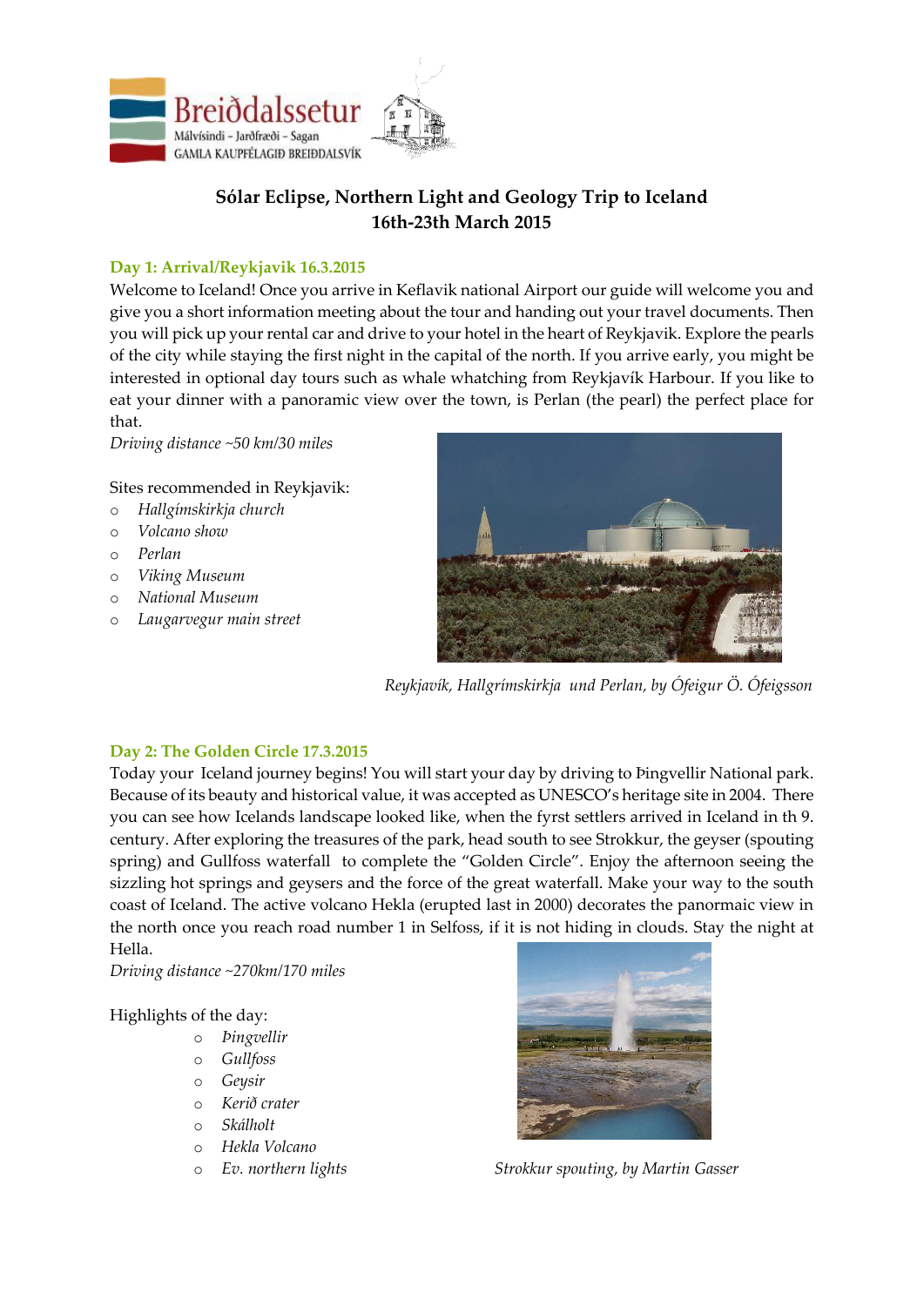# Sólar Eclipse, Northern Light and Geology Trip to Iceland
## 16th-23th March 2015

### Day 1: Arrival/Reykjavik 16.3.2015

Welcome to Iceland! Once you arrive in Keflavik national Airport our guide will welcome you and give you a short information meeting about the tour and handing out your travel documents. Then you will pick up your rental car and drive to your hotel in the heart of Reykjavik. Explore the pearls of the city while staying the first night in the capital of the north. If you arrive early, you might be interested in optional day tours such as whale whatching from Reykjavík Harbour. If you like to eat your dinner with a panoramic view over the town, is Perlan (the pearl) the perfect place for that.

*Driving distance ~50 km/30 miles*

Sites recommended in Reykjavik:

- *Hallgímskirkja church*
- *Volcano show*
- *Perlan*
- *Viking Museum*
- *National Museum*
- *Laugarvegur main street*

*Reykjavík, Hallgrímskirkja und Perlan, by Ófeigur Ö. Ófeigsson*

### Day 2: The Golden Circle 17.3.2015

Today your Iceland journey begins! You will start your day by driving to Þingvellir National park. Because of its beauty and historical value, it was accepted as UNESCO's heritage site in 2004. There you can see how Icelands landscape looked like, when the fyrst settlers arrived in Iceland in th 9. century. After exploring the treasures of the park, head south to see Strokkur, the geyser (spouting spring) and Gullfoss waterfall to complete the "Golden Circle". Enjoy the afternoon seeing the sizzling hot springs and geysers and the force of the great waterfall. Make your way to the south coast of Iceland. The active volcano Hekla (erupted last in 2000) decorates the panormaic view in the north once you reach road number 1 in Selfoss, if it is not hiding in clouds. Stay the night at Hella.

*Driving distance ~270km/170 miles*

Highlights of the day:

- *Þingvellir*
- *Gullfoss*
- *Geysir*
- *Kerið crater*
- *Skálholt*
- *Hekla Volcano*
- *Ev. northern lights*

*Strokkur spouting, by Martin Gasser*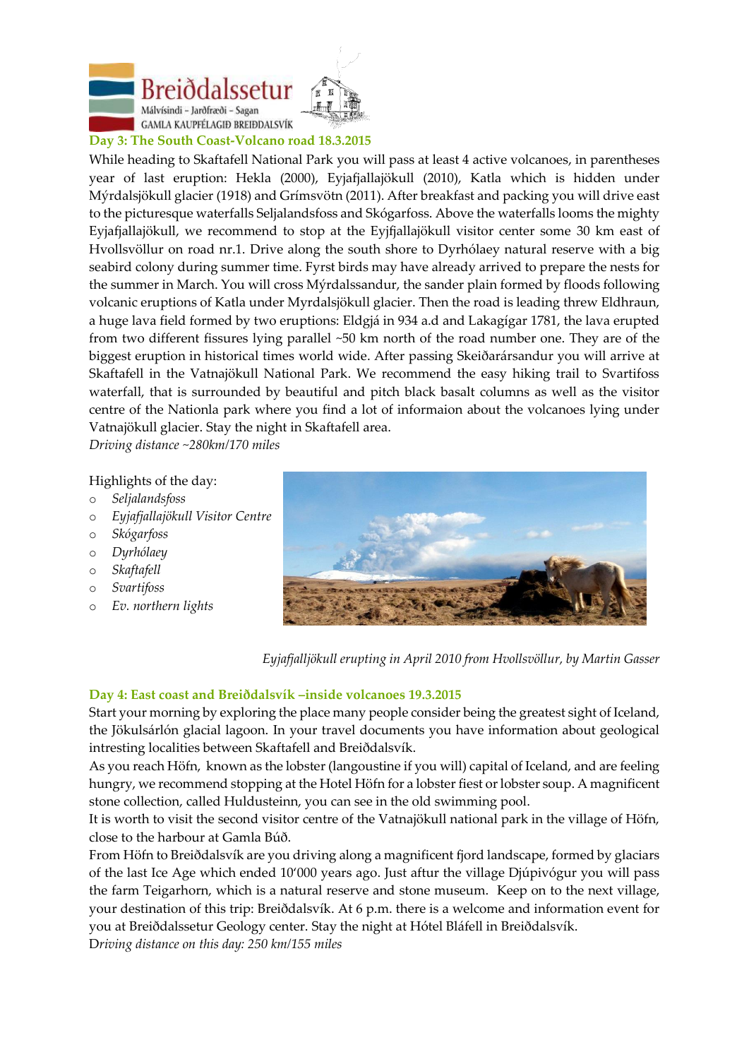## Day 3: The South Coast-Volcano road 18.3.2015

While heading to Skaftafell National Park you will pass at least 4 active volcanoes, in parentheses year of last eruption: Hekla (2000), Eyjafjallajökull (2010), Katla which is hidden under Mýrdalsjökull glacier (1918) and Grímsvötn (2011). After breakfast and packing you will drive east to the picturesque waterfalls Seljalandsfoss and Skógarfoss. Above the waterfalls looms the mighty Eyjafjallajökull, we recommend to stop at the Eyjfjallajökull visitor center some 30 km east of Hvollsvöllur on road nr.1. Drive along the south shore to Dyrhólaey natural reserve with a big seabird colony during summer time. Fyrst birds may have already arrived to prepare the nests for the summer in March. You will cross Mýrdalssandur, the sander plain formed by floods following volcanic eruptions of Katla under Myrdalsjökull glacier. Then the road is leading threw Eldhraun, a huge lava field formed by two eruptions: Eldgjá in 934 a.d and Lakagígar 1781, the lava erupted from two different fissures lying parallel ~50 km north of the road number one. They are of the biggest eruption in historical times world wide. After passing Skeiðarársandur you will arrive at Skaftafell in the Vatnajökull National Park. We recommend the easy hiking trail to Svartifoss waterfall, that is surrounded by beautiful and pitch black basalt columns as well as the visitor centre of the Nationla park where you find a lot of informaion about the volcanoes lying under Vatnajökull glacier. Stay the night in Skaftafell area.

*Driving distance ~280km/170 miles*

Highlights of the day:

- *Seljalandsfoss*
- *Eyjafjallajökull Visitor Centre*
- *Skógarfoss*
- *Dyrhólaey*
- *Skaftafell*
- *Svartifoss*
- *Ev. northern lights*

*Eyjafjalljökull erupting in April 2010 from Hvollsvöllur, by Martin Gasser*

## Day 4: East coast and Breiðdalsvík –inside volcanoes 19.3.2015

Start your morning by exploring the place many people consider being the greatest sight of Iceland, the Jökulsárlón glacial lagoon. In your travel documents you have information about geological intresting localities between Skaftafell and Breiðdalsvík.

As you reach Höfn, known as the lobster (langoustine if you will) capital of Iceland, and are feeling hungry, we recommend stopping at the Hotel Höfn for a lobster fiest or lobster soup. A magnificent stone collection, called Huldusteinn, you can see in the old swimming pool.

It is worth to visit the second visitor centre of the Vatnajökull national park in the village of Höfn, close to the harbour at Gamla Búð.

From Höfn to Breiðdalsvík are you driving along a magnificent fjord landscape, formed by glaciars of the last Ice Age which ended 10'000 years ago. Just aftur the village Djúpivógur you will pass the farm Teigarhorn, which is a natural reserve and stone museum. Keep on to the next village, your destination of this trip: Breiðdalsvík. At 6 p.m. there is a welcome and information event for you at Breiðdalssetur Geology center. Stay the night at Hótel Bláfell in Breiðdalsvík.

*Driving distance on this day: 250 km/155 miles*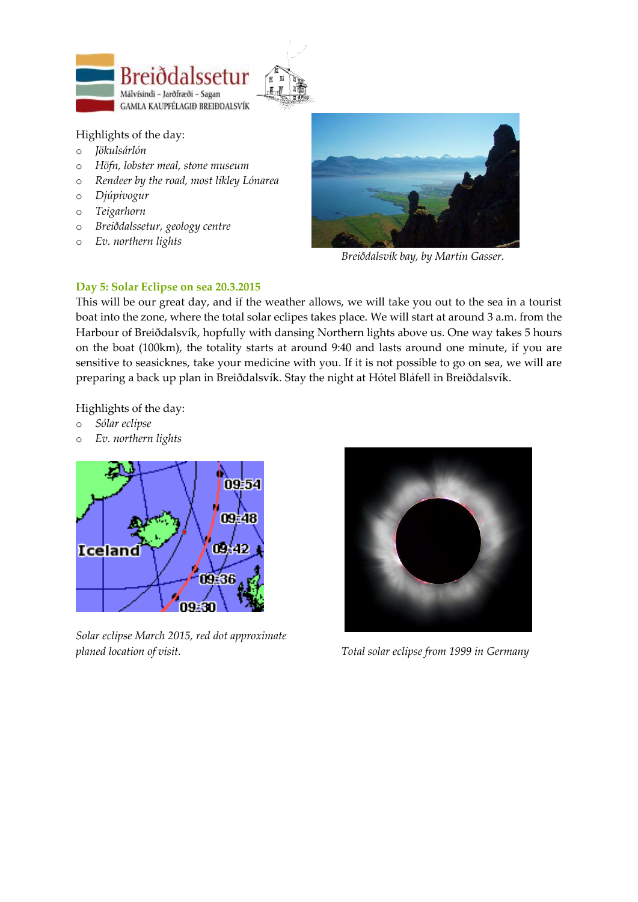Breiðdalssetur
Málvísindi – Jarðfræði – Sagan
GAMLA KAUPFÉLAGIÐ BREIÐDALSVÍK

Highlights of the day:

- *Jökulsárlón*
- *Höfn, lobster meal, stone museum*
- *Rendeer by the road, most likley Lónarea*
- *Djúpivogur*
- *Teigarhorn*
- *Breiðdalssetur, geology centre*
- *Ev. northern lights*

*Breiðdalsvík bay, by Martin Gasser.*

## Day 5: Solar Eclipse on sea 20.3.2015

This will be our great day, and if the weather allows, we will take you out to the sea in a tourist boat into the zone, where the total solar eclipes takes place. We will start at around 3 a.m. from the Harbour of Breiðdalsvík, hopfully with dansing Northern lights above us. One way takes 5 hours on the boat (100km), the totality starts at around 9:40 and lasts around one minute, if you are sensitive to seasicknes, take your medicine with you. If it is not possible to go on sea, we will are preparing a back up plan in Breiðdalsvík. Stay the night at Hótel Bláfell in Breiðdalsvík.

Highlights of the day:

- *Sólar eclipse*
- *Ev. northern lights*

*Solar eclipse March 2015, red dot approximate planed location of visit.*

*Total solar eclipse from 1999 in Germany*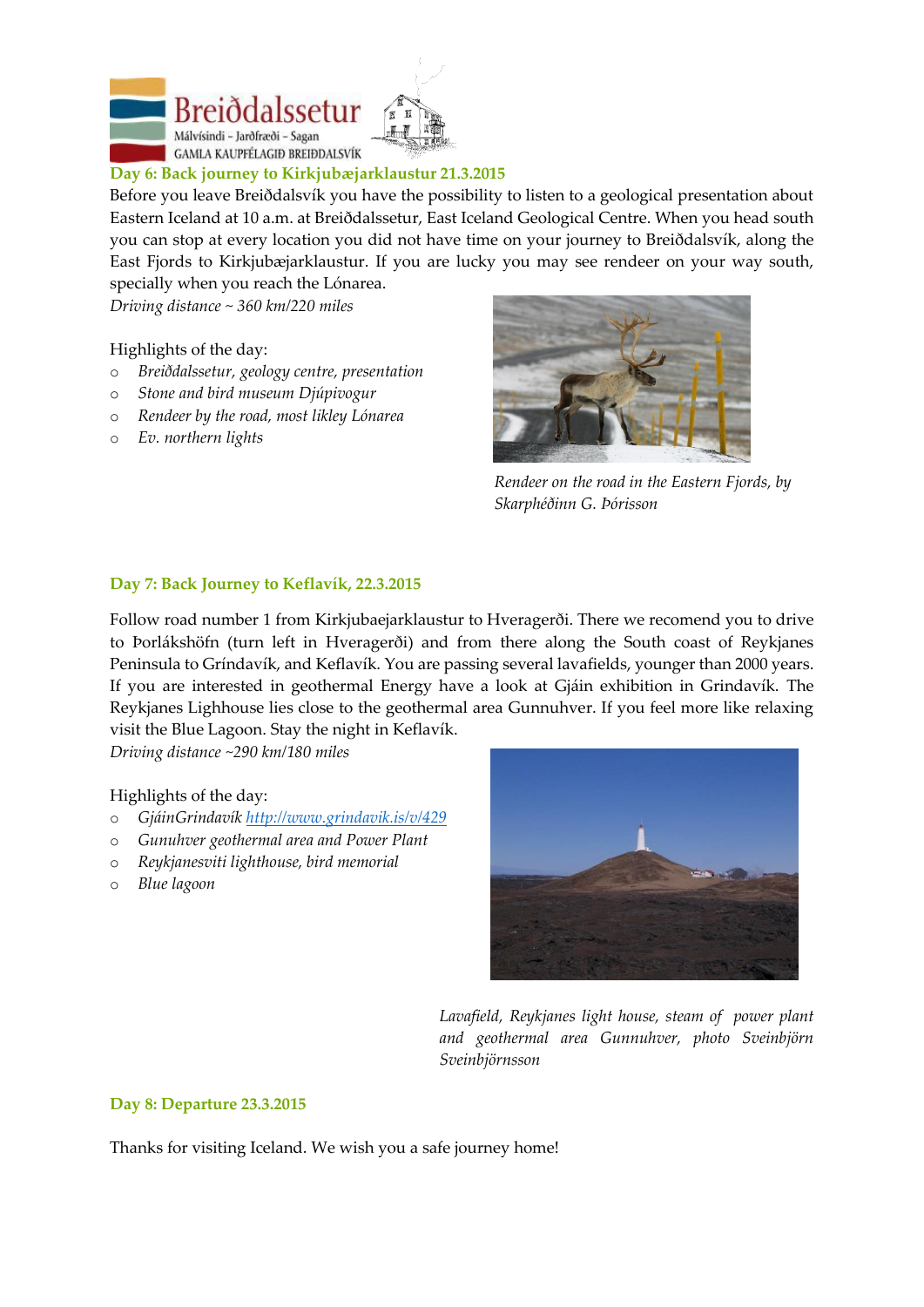## Day 6: Back journey to Kirkjubæjarklaustur 21.3.2015

Before you leave Breiðdalsvík you have the possibility to listen to a geological presentation about Eastern Iceland at 10 a.m. at Breiðdalssetur, East Iceland Geological Centre. When you head south you can stop at every location you did not have time on your journey to Breiðdalsvík, along the East Fjords to Kirkjubæjarklaustur. If you are lucky you may see rendeer on your way south, specially when you reach the Lónarea.

*Driving distance ~ 360 km/220 miles*

Highlights of the day:

- *Breiðdalssetur, geology centre, presentation*
- *Stone and bird museum Djúpivogur*
- *Rendeer by the road, most likley Lónarea*
- *Ev. northern lights*

*Rendeer on the road in the Eastern Fjords, by Skarphéðinn G. Þórisson*

## Day 7: Back Journey to Keflavík, 22.3.2015

Follow road number 1 from Kirkjubaejarklaustur to Hveragerði. There we recomend you to drive to Þorlákshöfn (turn left in Hveragerði) and from there along the South coast of Reykjanes Peninsula to Gríndavík, and Keflavík. You are passing several lavafields, younger than 2000 years. If you are interested in geothermal Energy have a look at Gjáin exhibition in Grindavík. The Reykjanes Lighhouse lies close to the geothermal area Gunnuhver. If you feel more like relaxing visit the Blue Lagoon. Stay the night in Keflavík.

*Driving distance ~290 km/180 miles*

Highlights of the day:

- *GjáinGrindavík* [http://www.grindavik.is/v/429](http://www.grindavik.is/v/429)
- *Gunuhver geothermal area and Power Plant*
- *Reykjanesviti lighthouse, bird memorial*
- *Blue lagoon*

*Lavafield, Reykjanes light house, steam of power plant and geothermal area Gunnuhver, photo Sveinbjörn Sveinbjörnsson*

## Day 8: Departure 23.3.2015

Thanks for visiting Iceland. We wish you a safe journey home!